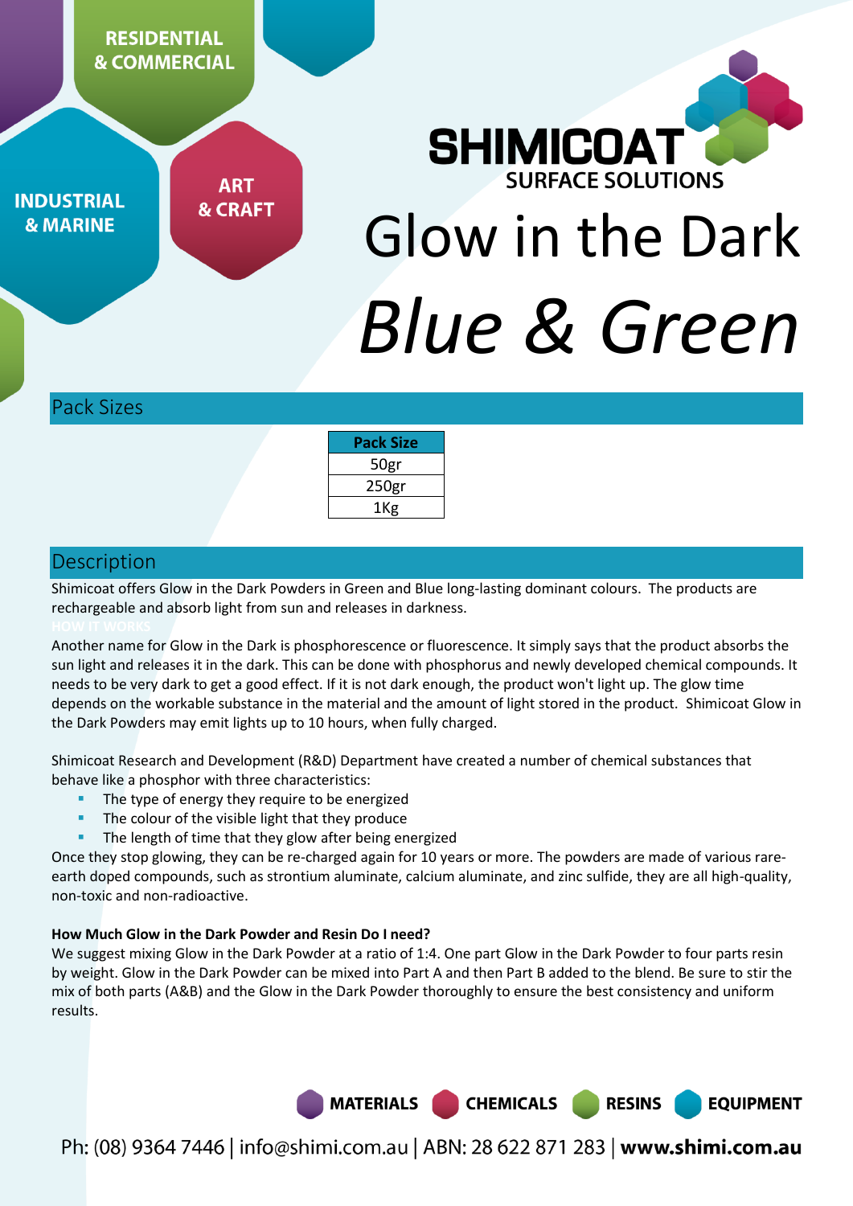RESIDENTIAL & COMMERCIAL

INDUSTRIAL & MARINE

ART & CRAFT

SHIMICOAT SURFACE SOLUTIONS

# Glow in the Dark *Blue & Green*

## Pack Sizes

| Pack Size |
| --- |
| 50gr |
| 250gr |
| 1Kg |

## Description

Shimicoat offers Glow in the Dark Powders in Green and Blue long-lasting dominant colours. The products are rechargeable and absorb light from sun and releases in darkness.

HOW IT WORKS

Another name for Glow in the Dark is phosphorescence or fluorescence. It simply says that the product absorbs the sun light and releases it in the dark. This can be done with phosphorus and newly developed chemical compounds. It needs to be very dark to get a good effect. If it is not dark enough, the product won't light up. The glow time depends on the workable substance in the material and the amount of light stored in the product. Shimicoat Glow in the Dark Powders may emit lights up to 10 hours, when fully charged.

Shimicoat Research and Development (R&D) Department have created a number of chemical substances that behave like a phosphor with three characteristics:

- The type of energy they require to be energized
- The colour of the visible light that they produce
- The length of time that they glow after being energized

Once they stop glowing, they can be re-charged again for 10 years or more. The powders are made of various rare-earth doped compounds, such as strontium aluminate, calcium aluminate, and zinc sulfide, they are all high-quality, non-toxic and non-radioactive.

**How Much Glow in the Dark Powder and Resin Do I need?**

We suggest mixing Glow in the Dark Powder at a ratio of 1:4. One part Glow in the Dark Powder to four parts resin by weight. Glow in the Dark Powder can be mixed into Part A and then Part B added to the blend. Be sure to stir the mix of both parts (A&B) and the Glow in the Dark Powder thoroughly to ensure the best consistency and uniform results.

MATERIALS CHEMICALS RESINS EQUIPMENT

Ph: (08) 9364 7446 | info@shimi.com.au | ABN: 28 622 871 283 | **www.shimi.com.au**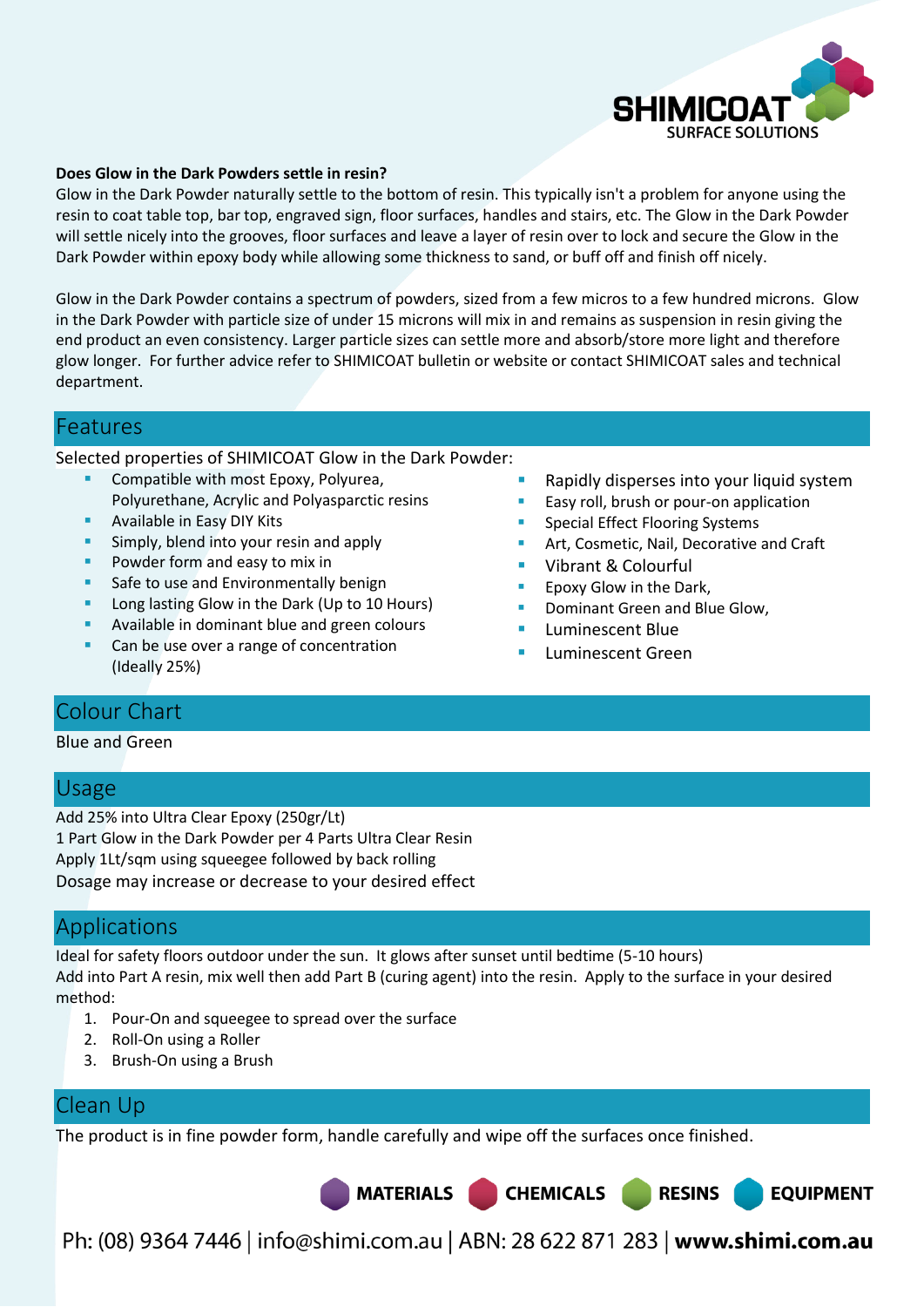**Does Glow in the Dark Powders settle in resin?**

Glow in the Dark Powder naturally settle to the bottom of resin. This typically isn't a problem for anyone using the resin to coat table top, bar top, engraved sign, floor surfaces, handles and stairs, etc. The Glow in the Dark Powder will settle nicely into the grooves, floor surfaces and leave a layer of resin over to lock and secure the Glow in the Dark Powder within epoxy body while allowing some thickness to sand, or buff off and finish off nicely.

Glow in the Dark Powder contains a spectrum of powders, sized from a few micros to a few hundred microns. Glow in the Dark Powder with particle size of under 15 microns will mix in and remains as suspension in resin giving the end product an even consistency. Larger particle sizes can settle more and absorb/store more light and therefore glow longer. For further advice refer to SHIMICOAT bulletin or website or contact SHIMICOAT sales and technical department.

## Features

Selected properties of SHIMICOAT Glow in the Dark Powder:

- Compatible with most Epoxy, Polyurea, Polyurethane, Acrylic and Polyaspartic resins
- Available in Easy DIY Kits
- Simply, blend into your resin and apply
- Powder form and easy to mix in
- Safe to use and Environmentally benign
- Long lasting Glow in the Dark (Up to 10 Hours)
- Available in dominant blue and green colours
- Can be use over a range of concentration (Ideally 25%)
- Rapidly disperses into your liquid system
- Easy roll, brush or pour-on application
- Special Effect Flooring Systems
- Art, Cosmetic, Nail, Decorative and Craft
- Vibrant & Colourful
- Epoxy Glow in the Dark,
- Dominant Green and Blue Glow,
- Luminescent Blue
- Luminescent Green

## Colour Chart

Blue and Green

## Usage

Add 25% into Ultra Clear Epoxy (250gr/Lt)
1 Part Glow in the Dark Powder per 4 Parts Ultra Clear Resin
Apply 1Lt/sqm using squeegee followed by back rolling
Dosage may increase or decrease to your desired effect

## Applications

Ideal for safety floors outdoor under the sun. It glows after sunset until bedtime (5-10 hours)
Add into Part A resin, mix well then add Part B (curing agent) into the resin. Apply to the surface in your desired method:

1. Pour-On and squeegee to spread over the surface
2. Roll-On using a Roller
3. Brush-On using a Brush

## Clean Up

The product is in fine powder form, handle carefully and wipe off the surfaces once finished.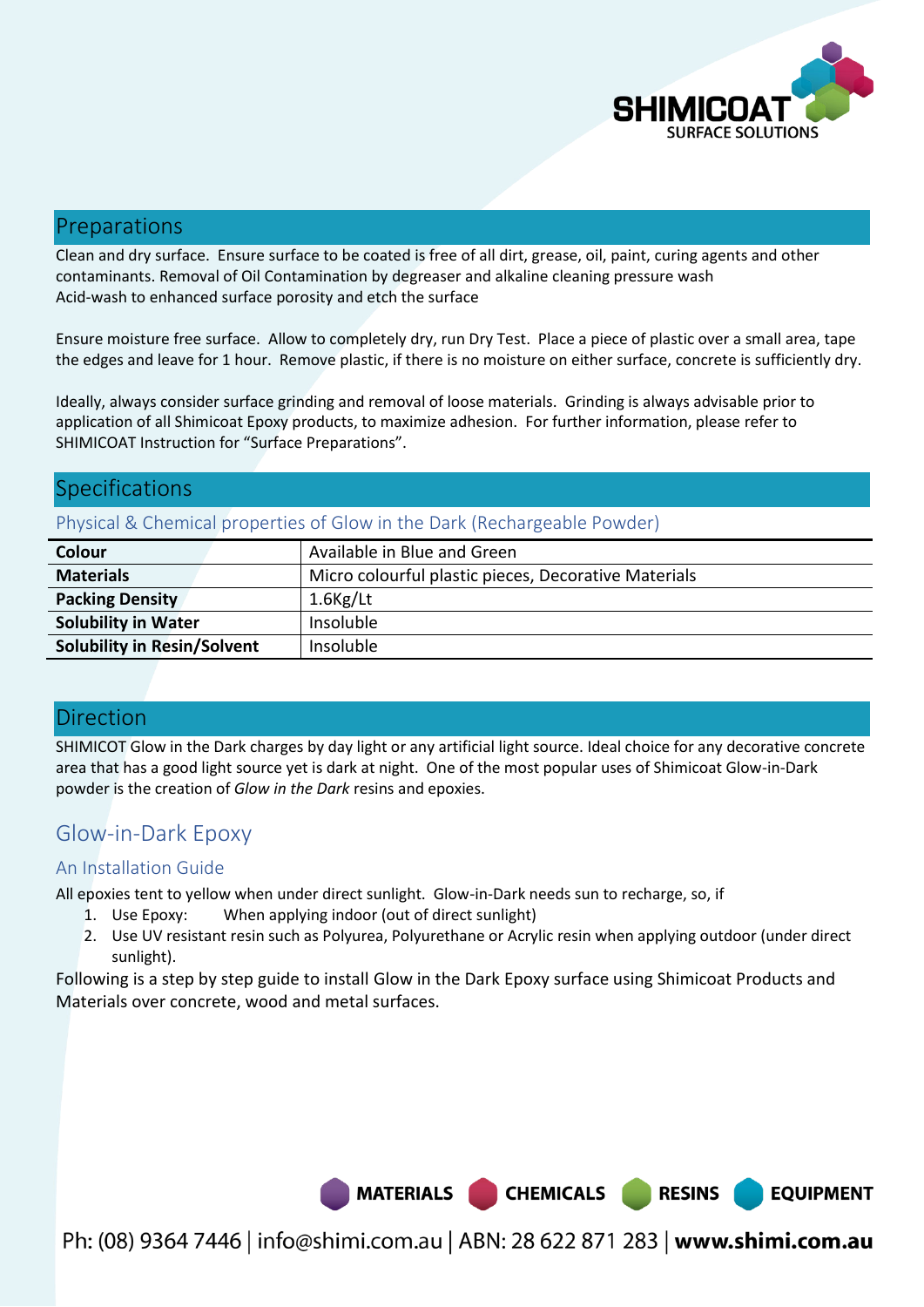## Preparations

Clean and dry surface. Ensure surface to be coated is free of all dirt, grease, oil, paint, curing agents and other contaminants. Removal of Oil Contamination by degreaser and alkaline cleaning pressure wash
Acid-wash to enhanced surface porosity and etch the surface

Ensure moisture free surface. Allow to completely dry, run Dry Test. Place a piece of plastic over a small area, tape the edges and leave for 1 hour. Remove plastic, if there is no moisture on either surface, concrete is sufficiently dry.

Ideally, always consider surface grinding and removal of loose materials. Grinding is always advisable prior to application of all Shimicoat Epoxy products, to maximize adhesion. For further information, please refer to SHIMICOAT Instruction for "Surface Preparations".

## Specifications

### Physical & Chemical properties of Glow in the Dark (Rechargeable Powder)

| | |
|---|---|
| **Colour** | Available in Blue and Green |
| **Materials** | Micro colourful plastic pieces, Decorative Materials |
| **Packing Density** | 1.6Kg/Lt |
| **Solubility in Water** | Insoluble |
| **Solubility in Resin/Solvent** | Insoluble |

## Direction

SHIMICOT Glow in the Dark charges by day light or any artificial light source. Ideal choice for any decorative concrete area that has a good light source yet is dark at night. One of the most popular uses of Shimicoat Glow-in-Dark powder is the creation of *Glow in the Dark* resins and epoxies.

## Glow-in-Dark Epoxy

### An Installation Guide

All epoxies tent to yellow when under direct sunlight. Glow-in-Dark needs sun to recharge, so, if

1. Use Epoxy: When applying indoor (out of direct sunlight)
2. Use UV resistant resin such as Polyurea, Polyurethane or Acrylic resin when applying outdoor (under direct sunlight).

Following is a step by step guide to install Glow in the Dark Epoxy surface using Shimicoat Products and Materials over concrete, wood and metal surfaces.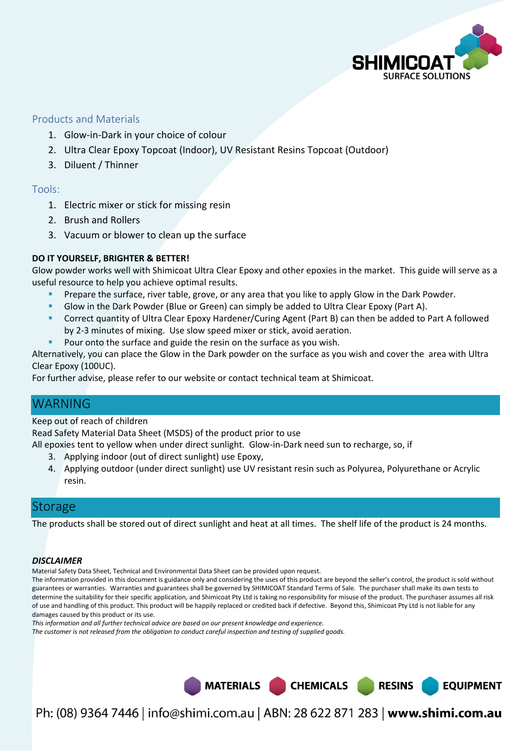## Products and Materials

1. Glow-in-Dark in your choice of colour
2. Ultra Clear Epoxy Topcoat (Indoor), UV Resistant Resins Topcoat (Outdoor)
3. Diluent / Thinner

## Tools:

1. Electric mixer or stick for missing resin
2. Brush and Rollers
3. Vacuum or blower to clean up the surface

**DO IT YOURSELF, BRIGHTER & BETTER!**

Glow powder works well with Shimicoat Ultra Clear Epoxy and other epoxies in the market. This guide will serve as a useful resource to help you achieve optimal results.

- Prepare the surface, river table, grove, or any area that you like to apply Glow in the Dark Powder.
- Glow in the Dark Powder (Blue or Green) can simply be added to Ultra Clear Epoxy (Part A).
- Correct quantity of Ultra Clear Epoxy Hardener/Curing Agent (Part B) can then be added to Part A followed by 2-3 minutes of mixing. Use slow speed mixer or stick, avoid aeration.
- Pour onto the surface and guide the resin on the surface as you wish.

Alternatively, you can place the Glow in the Dark powder on the surface as you wish and cover the area with Ultra Clear Epoxy (100UC).

For further advise, please refer to our website or contact technical team at Shimicoat.

## WARNING

Keep out of reach of children

Read Safety Material Data Sheet (MSDS) of the product prior to use

All epoxies tent to yellow when under direct sunlight. Glow-in-Dark need sun to recharge, so, if

3. Applying indoor (out of direct sunlight) use Epoxy,
4. Applying outdoor (under direct sunlight) use UV resistant resin such as Polyurea, Polyurethane or Acrylic resin.

## Storage

The products shall be stored out of direct sunlight and heat at all times. The shelf life of the product is 24 months.

***DISCLAIMER***

Material Safety Data Sheet, Technical and Environmental Data Sheet can be provided upon request.

The information provided in this document is guidance only and considering the uses of this product are beyond the seller's control, the product is sold without guarantees or warranties. Warranties and guarantees shall be governed by SHIMICOAT Standard Terms of Sale. The purchaser shall make its own tests to determine the suitability for their specific application, and Shimicoat Pty Ltd is taking no responsibility for misuse of the product. The purchaser assumes all risk of use and handling of this product. This product will be happily replaced or credited back if defective. Beyond this, Shimicoat Pty Ltd is not liable for any damages caused by this product or its use.

*This information and all further technical advice are based on our present knowledge and experience.*

*The customer is not released from the obligation to conduct careful inspection and testing of supplied goods.*